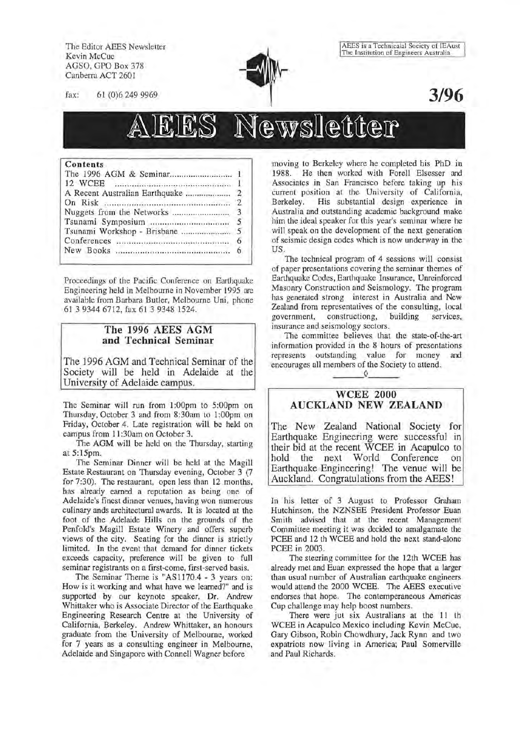The Editor AEES Newsletter
Kevin McCue
AGSO, GPO Box 378
Canberra ACT 2601

fax: 61 (0)6 249 9969

AEES is a Technicalal Society of IEAust
The Institution of Engineers Australia

**3/96**

# AEES Newsletter

**Contents**

The 1996 AGM & Seminar ........................ 1
12 WCEE ........................ 1
A Recent Australian Earthquake ........................ 2
On Risk ........................ 2
Nuggets from the Networks ........................ 3
Tsunami Symposium ........................ 5
Tsunami Workshop - Brisbane ........................ 5
Conferences ........................ 6
New Books ........................ 6

Proceedings of the Pacific Conference on Earthquake Engineering held in Melbourne in November 1995 are available from Barbara Butler, Melbourne Uni, phone 61 3 9344 6712, fax 61 3 9348 1524.

## The 1996 AEES AGM and Technical Seminar

The 1996 AGM and Technical Seminar of the Society will be held in Adelaide at the University of Adelaide campus.

The Seminar will run from 1:00pm to 5:00pm on Thursday, October 3 and from 8:30am to 1:00pm on Friday, October 4. Late registration will be held on campus from 11:30am on October 3.

The AGM will be held on the Thursday, starting at 5:15pm.

The Seminar Dinner will be held at the Magill Estate Restaurant on Thursday evening, October 3 (7 for 7:30). The restaurant, open less than 12 months, has already earned a reputation as being one of Adelaide's finest dinner venues, having won numerous culinary ands architectural awards. It is located at the foot of the Adelaide Hills on the grounds of the Penfold's Magill Estate Winery and offers superb views of the city. Seating for the dinner is strictly limited. In the event that demand for dinner tickets exceeds capacity, preference will be given to full seminar registrants on a first-come, first-served basis.

The Seminar Theme is "AS1170.4 - 3 years on: How is it working and what have we learned?" and is supported by our keynote speaker, Dr. Andrew Whittaker who is Associate Director of the Earthquake Engineering Research Centre at the University of California, Berkeley. Andrew Whittaker, an honours graduate from the University of Melbourne, worked for 7 years as a consulting engineer in Melbourne, Adelaide and Singapore with Connell Wagner before moving to Berkeley where he completed his PhD in 1988. He then worked with Forell Elsesser and Associates in San Francisco before taking up his current position at the University of California, Berkeley. His substantial design experience in Australia and outstanding academic background make him the ideal speaker for this year's seminar where he will speak on the development of the next generation of seismic design codes which is now underway in the US.

The technical program of 4 sessions will consist of paper presentations covering the seminar themes of Earthquake Codes, Earthquake Insurance, Unreinforced Masonry Construction and Seismology. The program has generated strong interest in Australia and New Zealand from representatives of the consulting, local government, constructiong, building services, insurance and seismology sectors.

The committee believes that the state-of-the-art information provided in the 8 hours of presentations represents outstanding value for money and encourages all members of the Society to attend.

◊

## WCEE 2000 AUCKLAND NEW ZEALAND

The New Zealand National Society for Earthquake Engineering were successful in their bid at the recent WCEE in Acapulco to hold the next World Conference on Earthquake Engineering! The venue will be Auckland. Congratulations from the AEES!

In his letter of 3 August to Professor Graham Hutchinson, the NZNSEE President Professor Euan Smith advised that at the recent Management Committee meeting it was decided to amalgamate the PCEE and 12 th WCEE and hold the next stand-alone PCEE in 2003.

The steering committee for the 12th WCEE has already met and Euan expressed the hope that a larger than usual number of Australian earthquake engineers would attend the 2000 WCEE. The AEES executive endorses that hope. The contemperaneous Americas Cup challenge may help boost numbers.

There were jut six Australians at the 11 th WCEE in Acapulco Mexico including Kevin McCue, Gary Gibson, Robin Chowdhury, Jack Rynn and two expatriots now living in America; Paul Somerville and Paul Richards.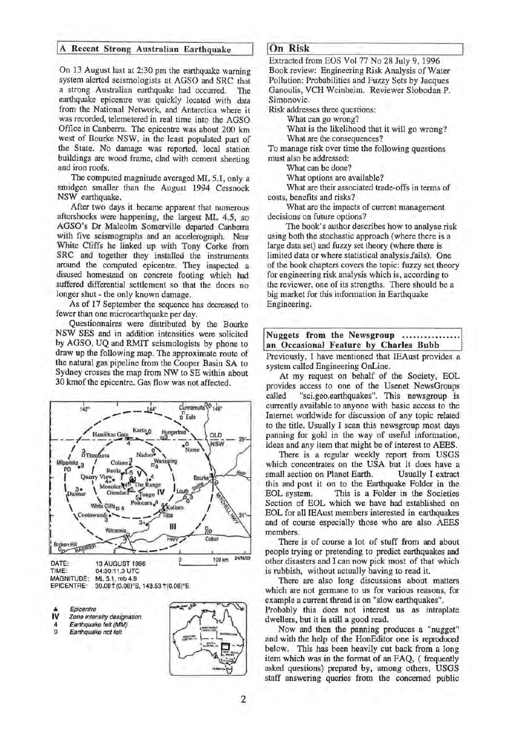## A Recent Strong Australian Earthquake

On 13 August last at 2:30 pm the earthquake warning system alerted seismologists at AGSO and SRC that a strong Australian earthquake had occurred. The earthquake epicentre was quickly located with data from the National Network, and Antarctica where it was recorded, telemetered in real time into the AGSO Office in Canberra. The epicentre was about 200 km west of Bourke NSW, in the least populated part of the State. No damage was reported, local station buildings are wood frame, clad with cement sheeting and iron roofs.

The computed magnitude averaged ML 5.1, only a smidgen smaller than the August 1994 Cessnock NSW earthquake.

After two days it became apparent that numerous aftershocks were happening, the largest ML 4.5, so AGSO's Dr Malcolm Somerville departed Canberra with five seismographs and an accelerograph. Near White Cliffs he linked up with Tony Corke from SRC and together they installed the instruments around the computed epicentre. They inspected a disused homestead on concrete footing which had suffered differential settlement so that the doors no longer shut - the only known damage.

As of 17 September the sequence has decreased to fewer than one microearthquake per day.

Questionnaires were distributed by the Bourke NSW SES and in addition intensities were solicited by AGSO, UQ and RMIT seismologists by phone to draw up the following map. The approximate route of the natural gas pipeline from the Cooper Basin SA to Sydney crosses the map from NW to SE within about 30 kmof the epicentre. Gas flow was not affected.

DATE: 13 AUGUST 1996
TIME: 04:30:11.3 UTC
MAGNITUDE: ML 5.1, mb 4.9
EPICENTRE: 30.08±(0.06)°S, 143.53±(0.06)°E

▲ Epicentre
IV Zone intensity designation
4 Earthquake felt (MM)
0 Earthquake not felt

## On Risk

Extracted from EOS Vol 77 No 28 July 9, 1996
Book review: Engineering Risk Analysis of Water Pollution: Probabilities and Fuzzy Sets by Jacques Ganoulis, VCH Weinheim. Reviewer Slobodan P. Simonovic.

Risk addresses three questions:

What can go wrong?

What is the likelihood that it will go wrong?

What are the consequences?

To manage risk over time the following questions must also be addressed:

What can be done?

What options are available?

What are their associated trade-offs in terms of costs, benefits and risks?

What are the impacts of current management decisions on future options?

The book's author describes how to analyse risk using both the stochastic approach (where there is a large data set) and fuzzy set theory (where there is limited data or where statistical analysis fails). One of the book chapters covers the topic: fuzzy set theory for engineering risk analysis which is, according to the reviewer, one of its strengths. There should be a big market for this information in Earthquake Engineering.

## Nuggets from the Newsgroup ............... an Occasional Feature by Charles Bubb

Previously, I have mentioned that IEAust provides a system called Engineering OnLine.

At my request on behalf of the Society, EOL provides access to one of the Usenet NewsGroups called "sci.geo.earthquakes". This newsgroup is currently available to anyone with basic access to the Internet worldwide for discussion of any topic related to the title. Usually I scan this newsgroup most days panning for gold in the way of useful information, ideas and any item that might be of interest to AEES.

There is a regular weekly report from USGS which concentrates on the USA but it does have a small section on Planet Earth. Usually I extract this and post it on to the Earthquake Folder in the EOL system. This is a Folder in the Societies Section of EOL which we have had established on EOL for all IEAust members interested in earthquakes and of course especially those who are also AEES members.

There is of course a lot of stuff from and about people trying or pretending to predict earthquakes and other disasters and I can now pick most of that which is rubbish, without actually having to read it.

There are also long discussions about matters which are not germane to us for various reasons, for example a current thread is on "slow earthquakes". Probably this does not interest us as intraplate dwellers, but it is still a good read.

Now and then the panning produces a "nugget" and with the help of the HonEditor one is reproduced below. This has been heavily cut back from a long item which was in the format of an FAQ, ( frequently asked questions) prepared by, among others, USGS staff answering queries from the concerned public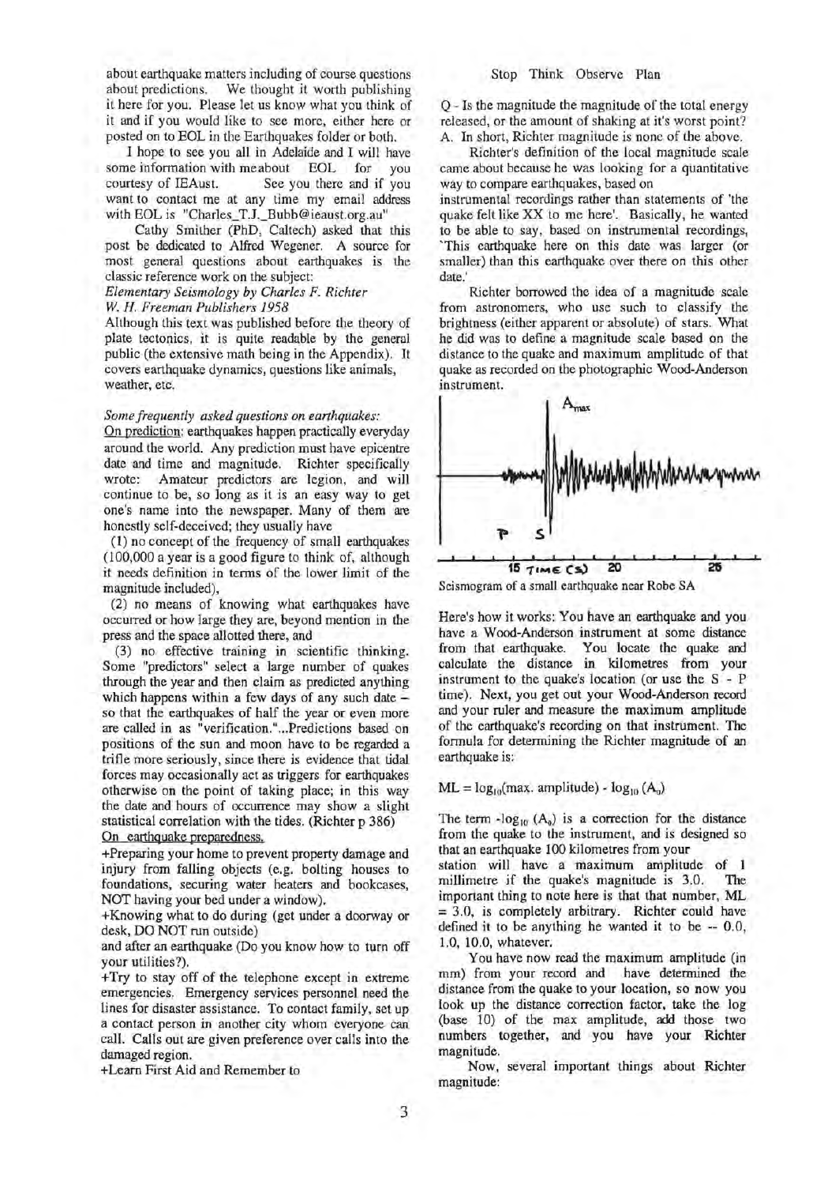about earthquake matters including of course questions about predictions. We thought it worth publishing it here for you. Please let us know what you think of it and if you would like to see more, either here or posted on to EOL in the Earthquakes folder or both.

I hope to see you all in Adelaide and I will have some information with meabout EOL for you courtesy of IEAust. See you there and if you want to contact me at any time my email address with EOL is "Charles_T.J._Bubb@ieaust.org.au"

Cathy Smither (PhD, Caltech) asked that this post be dedicated to Alfred Wegener. A source for most general questions about earthquakes is the classic reference work on the subject:

*Elementary Seismology by Charles F. Richter*
*W. H. Freeman Publishers 1958*

Although this text was published before the theory of plate tectonics, it is quite readable by the general public (the extensive math being in the Appendix). It covers earthquake dynamics, questions like animals, weather, etc.

*Some frequently asked questions on earthquakes:*

On prediction: earthquakes happen practically everyday around the world. Any prediction must have epicentre date and time and magnitude. Richter specifically wrote: Amateur predictors are legion, and will continue to be, so long as it is an easy way to get one's name into the newspaper. Many of them are honestly self-deceived; they usually have

(1) no concept of the frequency of small earthquakes (100,000 a year is a good figure to think of, although it needs definition in terms of the lower limit of the magnitude included),

(2) no means of knowing what earthquakes have occurred or how large they are, beyond mention in the press and the space allotted there, and

(3) no effective training in scientific thinking. Some "predictors" select a large number of quakes through the year and then claim as predicted anything which happens within a few days of any such date – so that the earthquakes of half the year or even more are called in as "verification."...Predictions based on positions of the sun and moon have to be regarded a trifle more seriously, since there is evidence that tidal forces may occasionally act as triggers for earthquakes otherwise on the point of taking place; in this way the date and hours of occurrence may show a slight statistical correlation with the tides. (Richter p 386)

On earthquake preparedness.

+Preparing your home to prevent property damage and injury from falling objects (e.g. bolting houses to foundations, securing water heaters and bookcases, NOT having your bed under a window).

+Knowing what to do during (get under a doorway or desk, DO NOT run outside)
and after an earthquake (Do you know how to turn off your utilities?).

+Try to stay off of the telephone except in extreme emergencies. Emergency services personnel need the lines for disaster assistance. To contact family, set up a contact person in another city whom everyone can call. Calls out are given preference over calls into the damaged region.

+Learn First Aid and Remember to

Stop Think Observe Plan

Q - Is the magnitude the magnitude of the total energy released, or the amount of shaking at it's worst point?
A. In short, Richter magnitude is none of the above.

Richter's definition of the local magnitude scale came about because he was looking for a quantitative way to compare earthquakes, based on instrumental recordings rather than statements of 'the quake felt like XX to me here'. Basically, he wanted to be able to say, based on instrumental recordings, 'This earthquake here on this date was larger (or smaller) than this earthquake over there on this other date.'

Richter borrowed the idea of a magnitude scale from astronomers, who use such to classify the brightness (either apparent or absolute) of stars. What he did was to define a magnitude scale based on the distance to the quake and maximum amplitude of that quake as recorded on the photographic Wood-Anderson instrument.

$A_{max}$

P S

15 TIME (s) 20 25

Seismogram of a small earthquake near Robe SA

Here's how it works: You have an earthquake and you have a Wood-Anderson instrument at some distance from that earthquake. You locate the quake and calculate the distance in kilometres from your instrument to the quake's location (or use the S - P time). Next, you get out your Wood-Anderson record and your ruler and measure the maximum amplitude of the earthquake's recording on that instrument. The formula for determining the Richter magnitude of an earthquake is:

$$ML = \log_{10}(\text{max. amplitude}) - \log_{10}(A_0)$$

The term $-\log_{10}(A_0)$ is a correction for the distance from the quake to the instrument, and is designed so that an earthquake 100 kilometres from your station will have a maximum amplitude of 1 millimetre if the quake's magnitude is 3.0. The important thing to note here is that that number, ML = 3.0, is completely arbitrary. Richter could have defined it to be anything he wanted it to be -- 0.0, 1.0, 10.0, whatever.

You have now read the maximum amplitude (in mm) from your record and have determined the distance from the quake to your location, so now you look up the distance correction factor, take the log (base 10) of the max amplitude, add those two numbers together, and you have your Richter magnitude.

Now, several important things about Richter magnitude: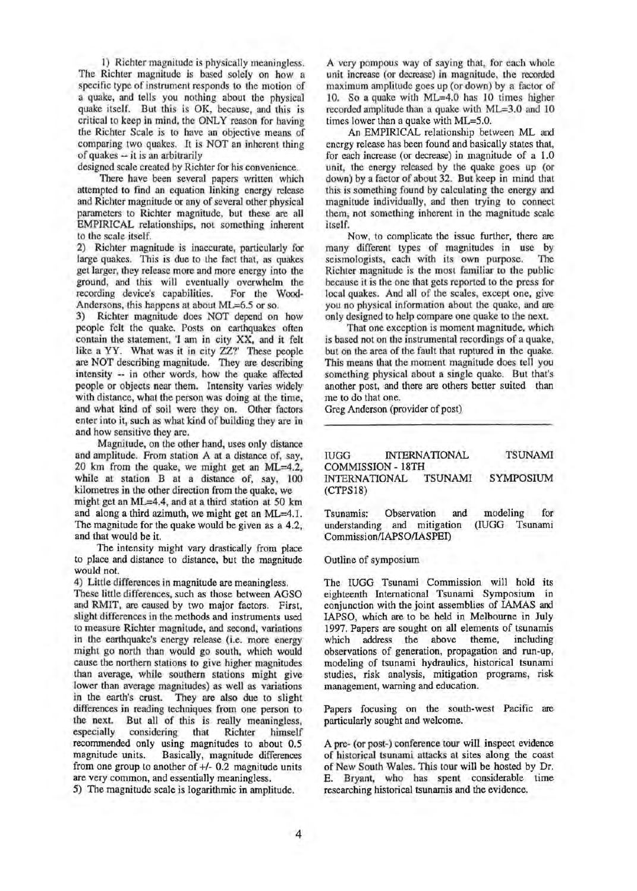1) Richter magnitude is physically meaningless. The Richter magnitude is based solely on how a specific type of instrument responds to the motion of a quake, and tells you nothing about the physical quake itself. But this is OK, because, and this is critical to keep in mind, the ONLY reason for having the Richter Scale is to have an objective means of comparing two quakes. It is NOT an inherent thing of quakes -- it is an arbitrarily designed scale created by Richter for his convenience.

There have been several papers written which attempted to find an equation linking energy release and Richter magnitude or any of several other physical parameters to Richter magnitude, but these are all EMPIRICAL relationships, not something inherent to the scale itself.

2) Richter magnitude is inaccurate, particularly for large quakes. This is due to the fact that, as quakes get larger, they release more and more energy into the ground, and this will eventually overwhelm the recording device's capabilities. For the Wood-Andersons, this happens at about ML=6.5 or so.

3) Richter magnitude does NOT depend on how people felt the quake. Posts on earthquakes often contain the statement, 'I am in city XX, and it felt like a YY. What was it in city ZZ?' These people are NOT describing magnitude. They are describing intensity -- in other words, how the quake affected people or objects near them. Intensity varies widely with distance, what the person was doing at the time, and what kind of soil were they on. Other factors enter into it, such as what kind of building they are in and how sensitive they are.

Magnitude, on the other hand, uses only distance and amplitude. From station A at a distance of, say, 20 km from the quake, we might get an ML=4.2, while at station B at a distance of, say, 100 kilometres in the other direction from the quake, we might get an ML=4.4, and at a third station at 50 km and along a third azimuth, we might get an ML=4.1. The magnitude for the quake would be given as a 4.2, and that would be it.

The intensity might vary drastically from place to place and distance to distance, but the magnitude would not.

4) Little differences in magnitude are meaningless. These little differences, such as those between AGSO and RMIT, are caused by two major factors. First, slight differences in the methods and instruments used to measure Richter magnitude, and second, variations in the earthquake's energy release (i.e. more energy might go north than would go south, which would cause the northern stations to give higher magnitudes than average, while southern stations might give lower than average magnitudes) as well as variations in the earth's crust. They are also due to slight differences in reading techniques from one person to the next. But all of this is really meaningless, especially considering that Richter himself recommended only using magnitudes to about 0.5 magnitude units. Basically, magnitude differences from one group to another of +/- 0.2 magnitude units are very common, and essentially meaningless.

5) The magnitude scale is logarithmic in amplitude. A very pompous way of saying that, for each whole unit increase (or decrease) in magnitude, the recorded maximum amplitude goes up (or down) by a factor of 10. So a quake with ML=4.0 has 10 times higher recorded amplitude than a quake with ML=3.0 and 10 times lower than a quake with ML=5.0.

An EMPIRICAL relationship between ML and energy release has been found and basically states that, for each increase (or decrease) in magnitude of a 1.0 unit, the energy released by the quake goes up (or down) by a factor of about 32. But keep in mind that this is something found by calculating the energy and magnitude individually, and then trying to connect them, not something inherent in the magnitude scale itself.

Now, to complicate the issue further, there are many different types of magnitudes in use by seismologists, each with its own purpose. The Richter magnitude is the most familiar to the public because it is the one that gets reported to the press for local quakes. And all of the scales, except one, give you no physical information about the quake, and are only designed to help compare one quake to the next.

That one exception is moment magnitude, which is based not on the instrumental recordings of a quake, but on the area of the fault that ruptured in the quake. This means that the moment magnitude does tell you something physical about a single quake. But that's another post, and there are others better suited than me to do that one.

Greg Anderson (provider of post)

---

## IUGG INTERNATIONAL TSUNAMI COMMISSION - 18TH INTERNATIONAL TSUNAMI SYMPOSIUM (CTPS18)

Tsunamis: Observation and modeling for understanding and mitigation (IUGG Tsunami Commission/IAPSO/IASPEI)

Outline of symposium

The IUGG Tsunami Commission will hold its eighteenth International Tsunami Symposium in conjunction with the joint assemblies of IAMAS and IAPSO, which are to be held in Melbourne in July 1997. Papers are sought on all elements of tsunamis which address the above theme, including observations of generation, propagation and run-up, modeling of tsunami hydraulics, historical tsunami studies, risk analysis, mitigation programs, risk management, warning and education.

Papers focusing on the south-west Pacific are particularly sought and welcome.

A pre- (or post-) conference tour will inspect evidence of historical tsunami attacks at sites along the coast of New South Wales. This tour will be hosted by Dr. E. Bryant, who has spent considerable time researching historical tsunamis and the evidence.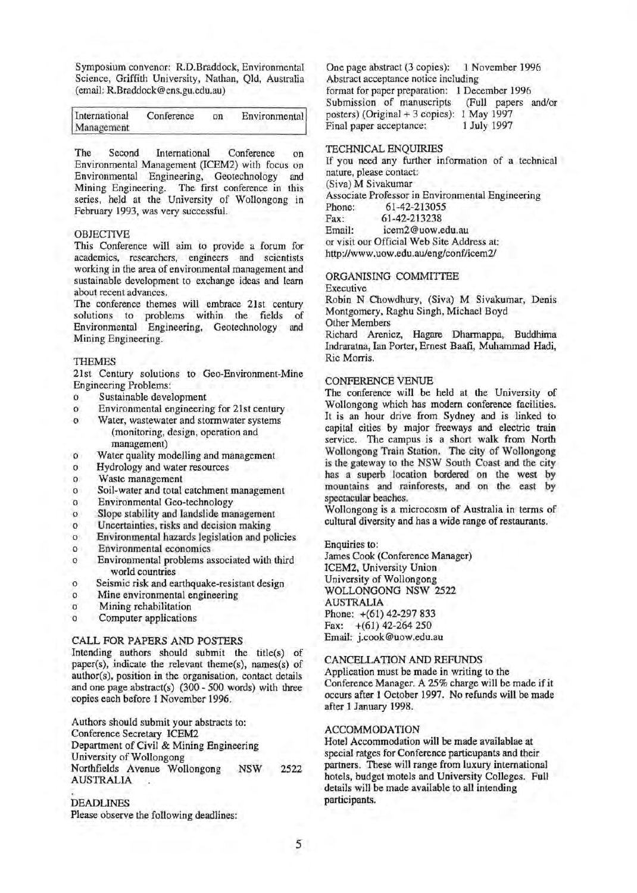Symposium convenor: R.D.Braddock, Environmental Science, Griffith University, Nathan, Qld, Australia (email: R.Braddock@ens.gu.edu.au)

## International Conference on Environmental Management

The Second International Conference on Environmental Management (ICEM2) with focus on Environmental Engineering, Geotechnology and Mining Engineering. The first conference in this series, held at the University of Wollongong in February 1993, was very successful.

### OBJECTIVE

This Conference will aim to provide a forum for academics, researchers, engineers and scientists working in the area of environmental management and sustainable development to exchange ideas and learn about recent advances.

The conference themes will embrace 21st century solutions to problems within the fields of Environmental Engineering, Geotechnology and Mining Engineering.

### THEMES

21st Century solutions to Geo-Environment-Mine Engineering Problems:

- Sustainable development
- Environmental engineering for 21st century
- Water, wastewater and stormwater systems (monitoring, design, operation and management)
- Water quality modelling and management
- Hydrology and water resources
- Waste management
- Soil-water and total catchment management
- Environmental Geo-technology
- Slope stability and landslide management
- Uncertainties, risks and decision making
- Environmental hazards legislation and policies
- Environmental economics
- Environmental problems associated with third world countries
- Seismic risk and earthquake-resistant design
- Mine environmental engineering
- Mining rehabilitation
- Computer applications

### CALL FOR PAPERS AND POSTERS

Intending authors should submit the title(s) of paper(s), indicate the relevant theme(s), names(s) of author(s), position in the organisation, contact details and one page abstract(s) (300 - 500 words) with three copies each before 1 November 1996.

Authors should submit your abstracts to:
Conference Secretary ICEM2
Department of Civil & Mining Engineering
University of Wollongong
Northfields Avenue Wollongong NSW 2522
AUSTRALIA

### DEADLINES

Please observe the following deadlines:

One page abstract (3 copies): 1 November 1996
Abstract acceptance notice including format for paper preparation: 1 December 1996
Submission of manuscripts (Full papers and/or posters) (Original + 3 copies): 1 May 1997
Final paper acceptance: 1 July 1997

### TECHNICAL ENQUIRIES

If you need any further information of a technical nature, please contact:
(Siva) M Sivakumar
Associate Professor in Environmental Engineering
Phone: 61-42-213055
Fax: 61-42-213238
Email: icem2@uow.edu.au
or visit our Official Web Site Address at:
http://www.uow.edu.au/eng/conf/icem2/

### ORGANISING COMMITTEE

Executive
Robin N Chowdhury, (Siva) M Sivakumar, Denis Montgomery, Raghu Singh, Michael Boyd
Other Members
Richard Arenicz, Hagare Dharmappa, Buddhima Indraratna, Ian Porter, Ernest Baafi, Muhammad Hadi, Ric Morris.

### CONFERENCE VENUE

The conference will be held at the University of Wollongong which has modern conference facilities. It is an hour drive from Sydney and is linked to capital cities by major freeways and electric train service. The campus is a short walk from North Wollongong Train Station. The city of Wollongong is the gateway to the NSW South Coast and the city has a superb location bordered on the west by mountains and rainforests, and on the east by spectacular beaches.

Wollongong is a microcosm of Australia in terms of cultural diversity and has a wide range of restaurants.

Enquiries to:
James Cook (Conference Manager)
ICEM2, University Union
University of Wollongong
WOLLONGONG NSW 2522
AUSTRALIA
Phone: +(61) 42-297 833
Fax: +(61) 42-264 250
Email: j.cook@uow.edu.au

### CANCELLATION AND REFUNDS

Application must be made in writing to the Conference Manager. A 25% charge will be made if it occurs after 1 October 1997. No refunds will be made after 1 January 1998.

### ACCOMMODATION

Hotel Accommodation will be made availablae at special ratges for Conference particupants and their partners. These will range from luxury international hotels, budget motels and University Colleges. Full details will be made available to all intending participants.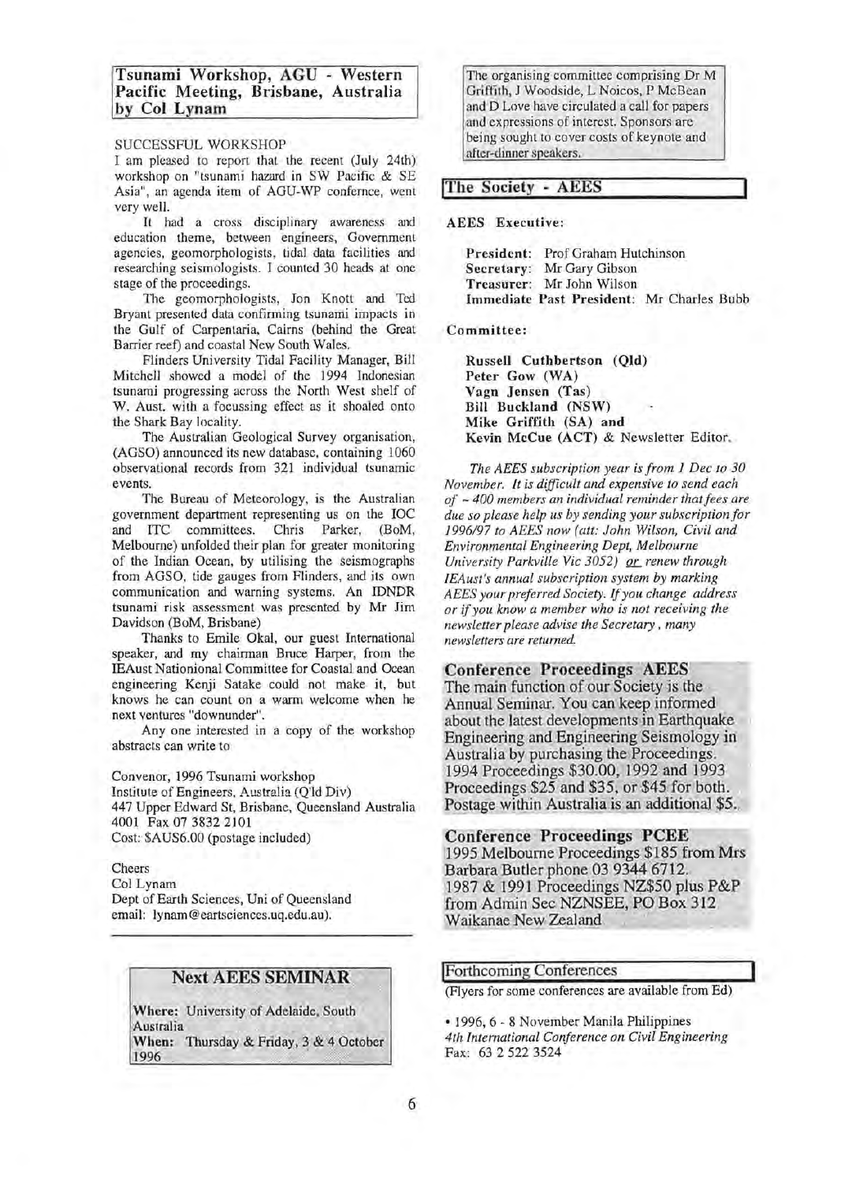## Tsunami Workshop, AGU - Western Pacific Meeting, Brisbane, Australia by Col Lynam

SUCCESSFUL WORKSHOP

I am pleased to report that the recent (July 24th) workshop on "tsunami hazard in SW Pacific & SE Asia", an agenda item of AGU-WP confernce, went very well.

It had a cross disciplinary awareness and education theme, between engineers, Government agencies, geomorphologists, tidal data facilities and researching seismologists. I counted 30 heads at one stage of the proceedings.

The geomorphologists, Jon Knott and Ted Bryant presented data confirming tsunami impacts in the Gulf of Carpentaria, Cairns (behind the Great Barrier reef) and coastal New South Wales.

Flinders University Tidal Facility Manager, Bill Mitchell showed a model of the 1994 Indonesian tsunami progressing across the North West shelf of W. Aust. with a focussing effect as it shoaled onto the Shark Bay locality.

The Australian Geological Survey organisation, (AGSO) announced its new database, containing 1060 observational records from 321 individual tsunamic events.

The Bureau of Meteorology, is the Australian government department representing us on the IOC and ITC committees. Chris Parker, (BoM, Melbourne) unfolded their plan for greater monitoring of the Indian Ocean, by utilising the seismographs from AGSO, tide gauges from Flinders, and its own communication and warning systems. An IDNDR tsunami risk assessment was presented by Mr Jim Davidson (BoM, Brisbane)

Thanks to Emile Okal, our guest International speaker, and my chairman Bruce Harper, from the IEAust Nationional Committee for Coastal and Ocean engineering Kenji Satake could not make it, but knows he can count on a warm welcome when he next ventures "downunder".

Any one interested in a copy of the workshop abstracts can write to

Convenor, 1996 Tsunami workshop
Institute of Engineers, Australia (Q'ld Div)
447 Upper Edward St, Brisbane, Queensland Australia 4001 Fax 07 3832 2101
Cost: $AUS6.00 (postage included)

Cheers
Col Lynam
Dept of Earth Sciences, Uni of Queensland
email: lynam@eartsciences.uq.edu.au).

### Next AEES SEMINAR

**Where:** University of Adelaide, South Australia
**When:** Thursday & Friday, 3 & 4 October 1996

The organising committee comprising Dr M Griffith, J Woodside, L Noicos, P McBean and D Love have circulated a call for papers and expressions of interest. Sponsors are being sought to cover costs of keynote and after-dinner speakers.

## The Society - AEES

**AEES Executive:**

**President:** Prof Graham Hutchinson
**Secretary:** Mr Gary Gibson
**Treasurer:** Mr John Wilson
**Immediate Past President:** Mr Charles Bubb

**Committee:**

**Russell Cuthbertson (Qld)**
**Peter Gow (WA)**
**Vagn Jensen (Tas)**
**Bill Buckland (NSW)**
**Mike Griffith (SA) and**
**Kevin McCue (ACT)** & Newsletter Editor.

*The AEES subscription year is from 1 Dec to 30 November. It is difficult and expensive to send each of ~ 400 members an individual reminder that fees are due so please help us by sending your subscription for 1996/97 to AEES now (att: John Wilson, Civil and Environmental Engineering Dept, Melbourne University Parkville Vic 3052) or renew through IEAust's annual subscription system by marking AEES your preferred Society. If you change address or if you know a member who is not receiving the newsletter please advise the Secretary, many newsletters are returned.*

### Conference Proceedings AEES

The main function of our Society is the Annual Seminar. You can keep informed about the latest developments in Earthquake Engineering and Engineering Seismology in Australia by purchasing the Proceedings. 1994 Proceedings $30.00, 1992 and 1993 Proceedings $25 and $35, or $45 for both. Postage within Australia is an additional $5.

### Conference Proceedings PCEE

1995 Melbourne Proceedings $185 from Mrs Barbara Butler phone 03 9344 6712.
1987 & 1991 Proceedings NZ$50 plus P&P from Admin Sec NZNSEE, PO Box 312 Waikanae New Zealand

## Forthcoming Conferences

(Flyers for some conferences are available from Ed)

- 1996, 6 - 8 November Manila Philippines
*4th International Conference on Civil Engineering*
Fax: 63 2 522 3524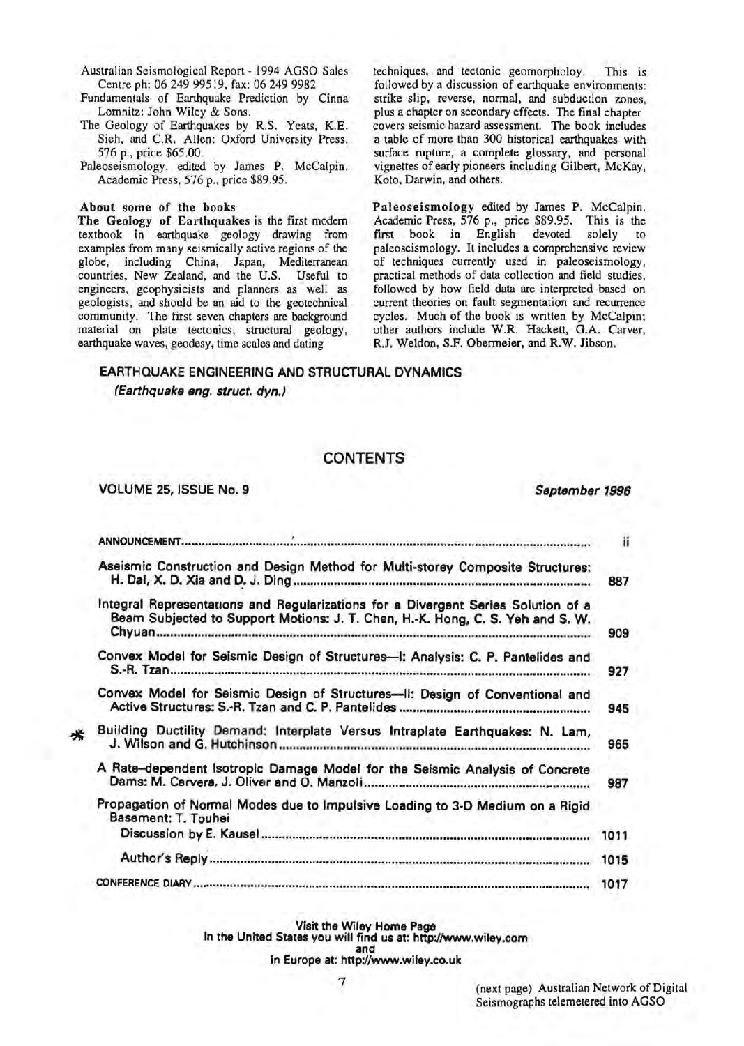Australian Seismological Report - 1994 AGSO Sales Centre ph: 06 249 99519, fax: 06 249 9982

Fundamentals of Earthquake Prediction by Cinna Lomnitz: John Wiley & Sons.

The Geology of Earthquakes by R.S. Yeats, K.E. Sieh, and C.R. Allen: Oxford University Press, 576 p., price $65.00.

Paleoseismology, edited by James P. McCalpin. Academic Press, 576 p., price $89.95.

**About some of the books**

**The Geology of Earthquakes** is the first modern textbook in earthquake geology drawing from examples from many seismically active regions of the globe, including China, Japan, Mediterranean countries, New Zealand, and the U.S. Useful to engineers, geophysicists and planners as well as geologists, and should be an aid to the geotechnical community. The first seven chapters are background material on plate tectonics, structural geology, earthquake waves, geodesy, time scales and dating techniques, and tectonic geomorpholoy. This is followed by a discussion of earthquake environments: strike slip, reverse, normal, and subduction zones, plus a chapter on secondary effects. The final chapter covers seismic hazard assessment. The book includes a table of more than 300 historical earthquakes with surface rupture, a complete glossary, and personal vignettes of early pioneers including Gilbert, McKay, Koto, Darwin, and others.

**Paleoseismology** edited by James P. McCalpin. Academic Press, 576 p., price $89.95. This is the first book in English devoted solely to paleoseismology. It includes a comprehensive review of techniques currently used in paleoseismology, practical methods of data collection and field studies, followed by how field data are interpreted based on current theories on fault segmentation and recurrence cycles. Much of the book is written by McCalpin; other authors include W.R. Hackett, G.A. Carver, R.J. Weldon, S.F. Obermeier, and R.W. Jibson.

**EARTHQUAKE ENGINEERING AND STRUCTURAL DYNAMICS**

*(Earthquake eng. struct. dyn.)*

## CONTENTS

**VOLUME 25, ISSUE No. 9** *September 1996*

| | |
|---|---|
| ANNOUNCEMENT | ii |
| Aseismic Construction and Design Method for Multi-storey Composite Structures: H. Dai, X. D. Xia and D. J. Ding | 887 |
| Integral Representations and Regularizations for a Divergent Series Solution of a Beam Subjected to Support Motions: J. T. Chen, H.-K. Hong, C. S. Yeh and S. W. Chyuan | 909 |
| Convex Model for Seismic Design of Structures—I: Analysis: C. P. Pantelides and S.-R. Tzan | 927 |
| Convex Model for Seismic Design of Structures—II: Design of Conventional and Active Structures: S.-R. Tzan and C. P. Pantelides | 945 |
| * Building Ductility Demand: Interplate Versus Intraplate Earthquakes: N. Lam, J. Wilson and G. Hutchinson | 965 |
| A Rate-dependent Isotropic Damage Model for the Seismic Analysis of Concrete Dams: M. Cervera, J. Oliver and O. Manzoli | 987 |
| Propagation of Normal Modes due to Impulsive Loading to 3-D Medium on a Rigid Basement: T. Touhei | |
| Discussion by E. Kausel | 1011 |
| Author's Reply | 1015 |
| CONFERENCE DIARY | 1017 |

**Visit the Wiley Home Page**
**In the United States you will find us at: http://www.wiley.com**
**and**
**in Europe at: http://www.wiley.co.uk**

(next page) Australian Network of Digital Seismographs telemetered into AGSO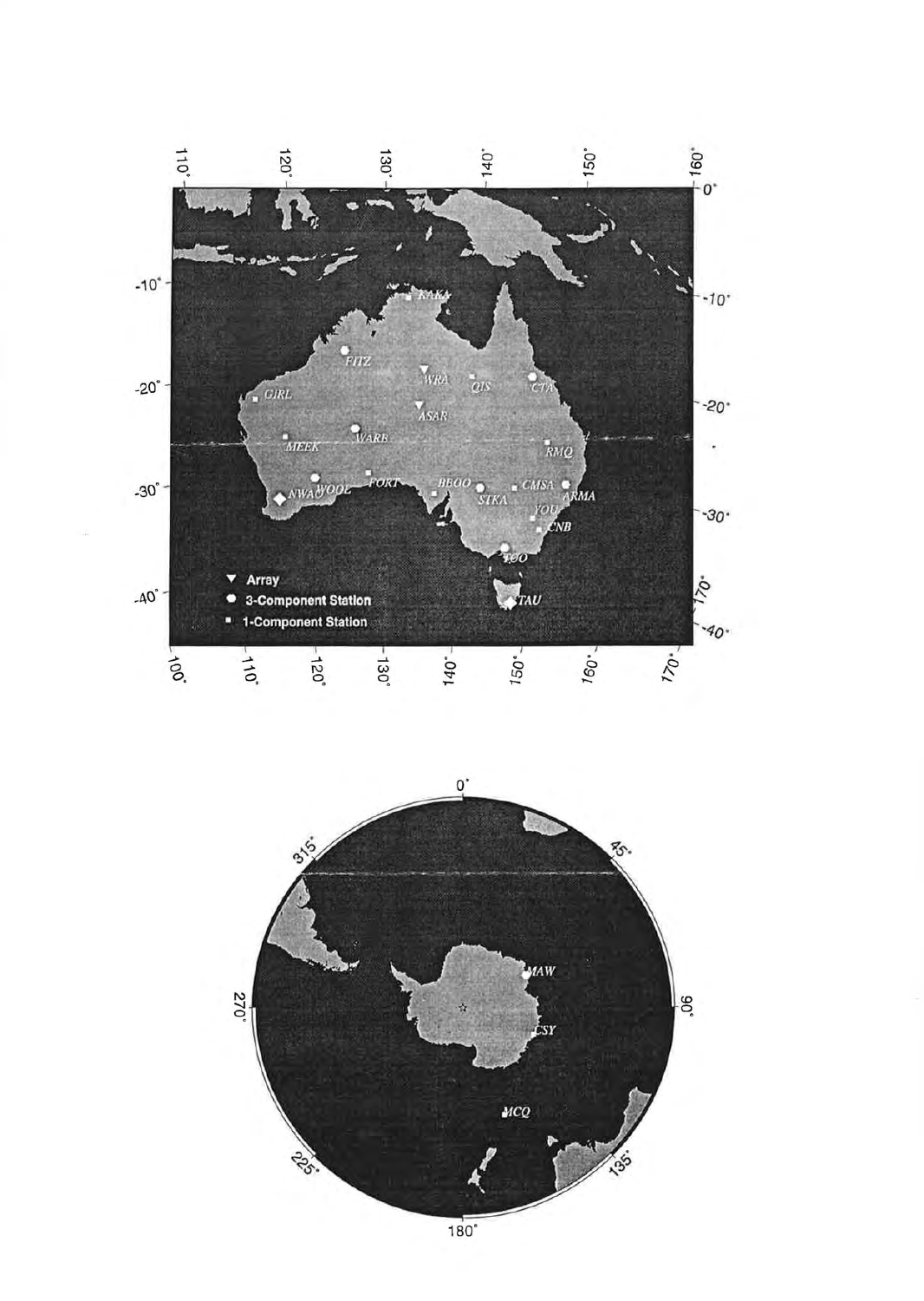110°
120°
130°
140°
150°
160°
0°
-10°
-10°
-20°
-20°
-30°
-30°
-40°
-40°
170°
100°
110°
120°
130°
140°
150°
160°
170°

KAKA
FITZ
WRA
QIS
CTA
GIRL
ASAR
MEEK
WARB
RMQ
NWAO
WOOL
FORT
BBOO
STKA
CMSA
ARMA
YOU
CNB
TOO
TAU

▼ Array
● 3-Component Station
■ 1-Component Station

0°
45°
315°
270°
90°
225°
135°
180°

MAW
CSY
MCQ